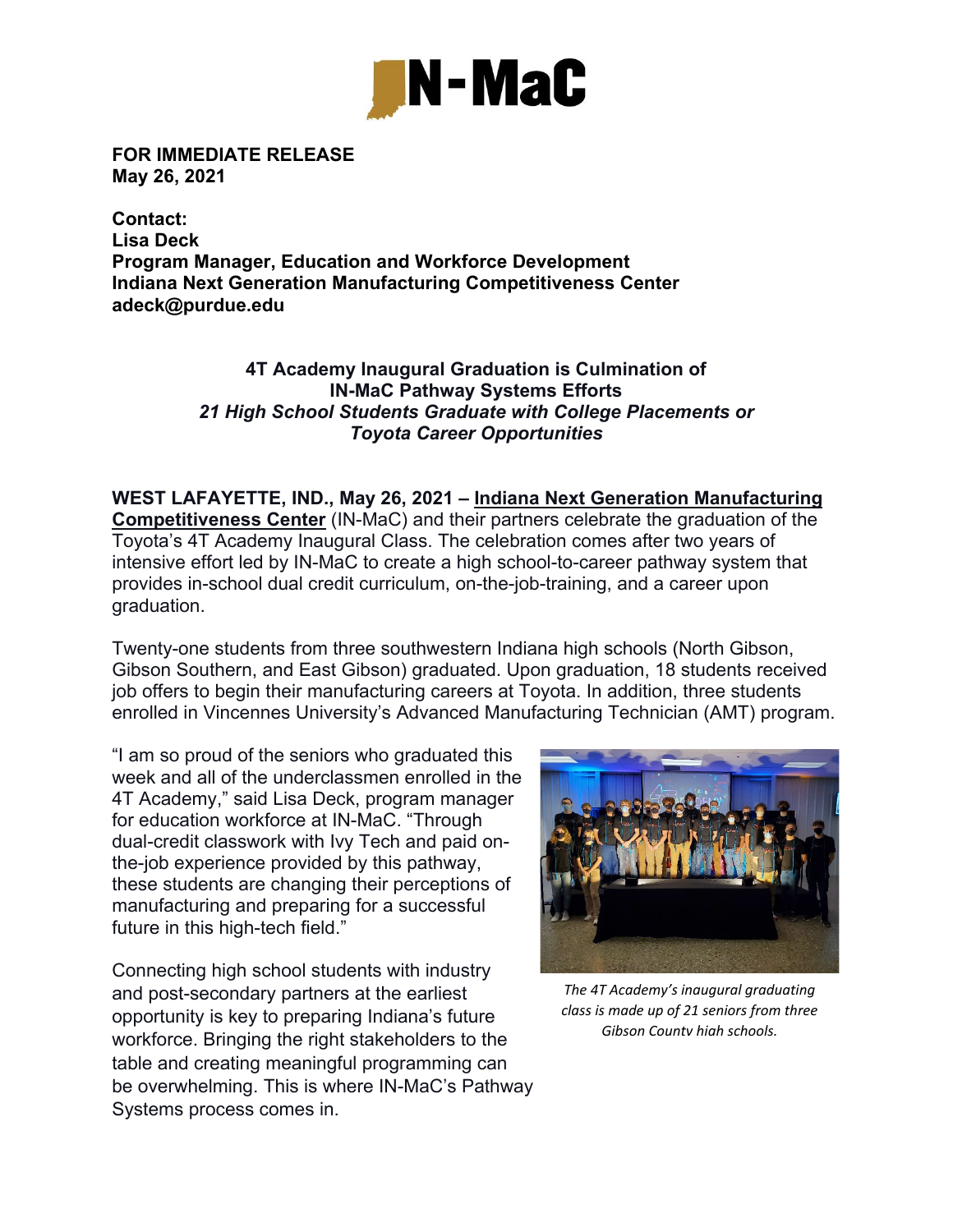**FOR IMMEDIATE RELEASE**
**May 26, 2021**

**Contact:**
**Lisa Deck**
**Program Manager, Education and Workforce Development**
**Indiana Next Generation Manufacturing Competitiveness Center**
**adeck@purdue.edu**

## 4T Academy Inaugural Graduation is Culmination of IN-MaC Pathway Systems Efforts

***21 High School Students Graduate with College Placements or Toyota Career Opportunities***

**WEST LAFAYETTE, IND., May 26, 2021 – Indiana Next Generation Manufacturing Competitiveness Center** (IN-MaC) and their partners celebrate the graduation of the Toyota's 4T Academy Inaugural Class. The celebration comes after two years of intensive effort led by IN-MaC to create a high school-to-career pathway system that provides in-school dual credit curriculum, on-the-job-training, and a career upon graduation.

Twenty-one students from three southwestern Indiana high schools (North Gibson, Gibson Southern, and East Gibson) graduated. Upon graduation, 18 students received job offers to begin their manufacturing careers at Toyota. In addition, three students enrolled in Vincennes University's Advanced Manufacturing Technician (AMT) program.

"I am so proud of the seniors who graduated this week and all of the underclassmen enrolled in the 4T Academy," said Lisa Deck, program manager for education workforce at IN-MaC. "Through dual-credit classwork with Ivy Tech and paid on-the-job experience provided by this pathway, these students are changing their perceptions of manufacturing and preparing for a successful future in this high-tech field."

*The 4T Academy's inaugural graduating class is made up of 21 seniors from three Gibson County high schools.*

Connecting high school students with industry and post-secondary partners at the earliest opportunity is key to preparing Indiana's future workforce. Bringing the right stakeholders to the table and creating meaningful programming can be overwhelming. This is where IN-MaC's Pathway Systems process comes in.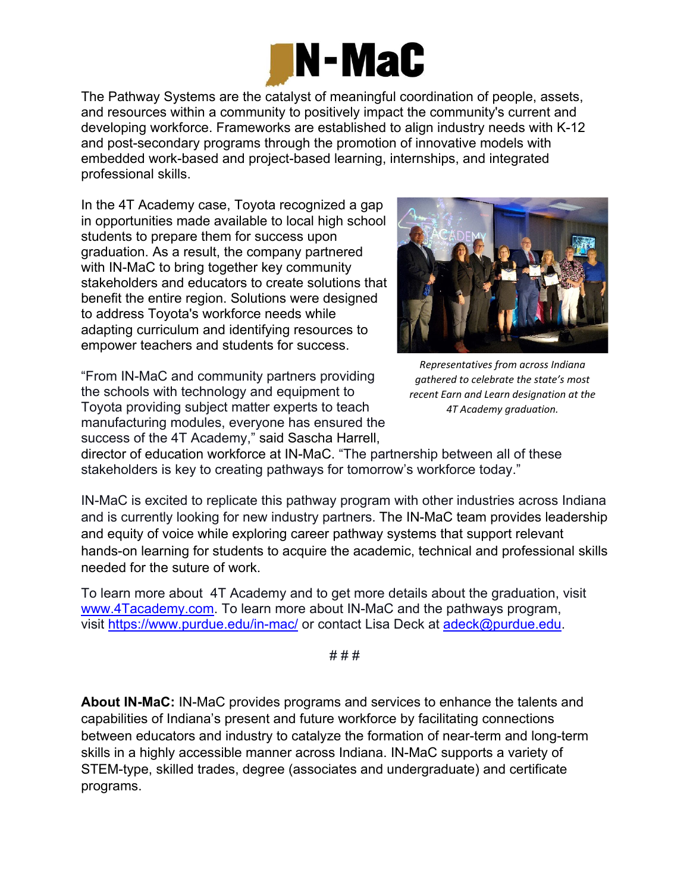The Pathway Systems are the catalyst of meaningful coordination of people, assets, and resources within a community to positively impact the community's current and developing workforce. Frameworks are established to align industry needs with K-12 and post-secondary programs through the promotion of innovative models with embedded work-based and project-based learning, internships, and integrated professional skills.

In the 4T Academy case, Toyota recognized a gap in opportunities made available to local high school students to prepare them for success upon graduation. As a result, the company partnered with IN-MaC to bring together key community stakeholders and educators to create solutions that benefit the entire region. Solutions were designed to address Toyota's workforce needs while adapting curriculum and identifying resources to empower teachers and students for success.

*Representatives from across Indiana gathered to celebrate the state's most recent Earn and Learn designation at the 4T Academy graduation.*

"From IN-MaC and community partners providing the schools with technology and equipment to Toyota providing subject matter experts to teach manufacturing modules, everyone has ensured the success of the 4T Academy," said Sascha Harrell, director of education workforce at IN-MaC. "The partnership between all of these stakeholders is key to creating pathways for tomorrow's workforce today."

IN-MaC is excited to replicate this pathway program with other industries across Indiana and is currently looking for new industry partners. The IN-MaC team provides leadership and equity of voice while exploring career pathway systems that support relevant hands-on learning for students to acquire the academic, technical and professional skills needed for the suture of work.

To learn more about 4T Academy and to get more details about the graduation, visit www.4Tacademy.com. To learn more about IN-MaC and the pathways program, visit https://www.purdue.edu/in-mac/ or contact Lisa Deck at adeck@purdue.edu.

# # #

**About IN-MaC:** IN-MaC provides programs and services to enhance the talents and capabilities of Indiana's present and future workforce by facilitating connections between educators and industry to catalyze the formation of near-term and long-term skills in a highly accessible manner across Indiana. IN-MaC supports a variety of STEM-type, skilled trades, degree (associates and undergraduate) and certificate programs.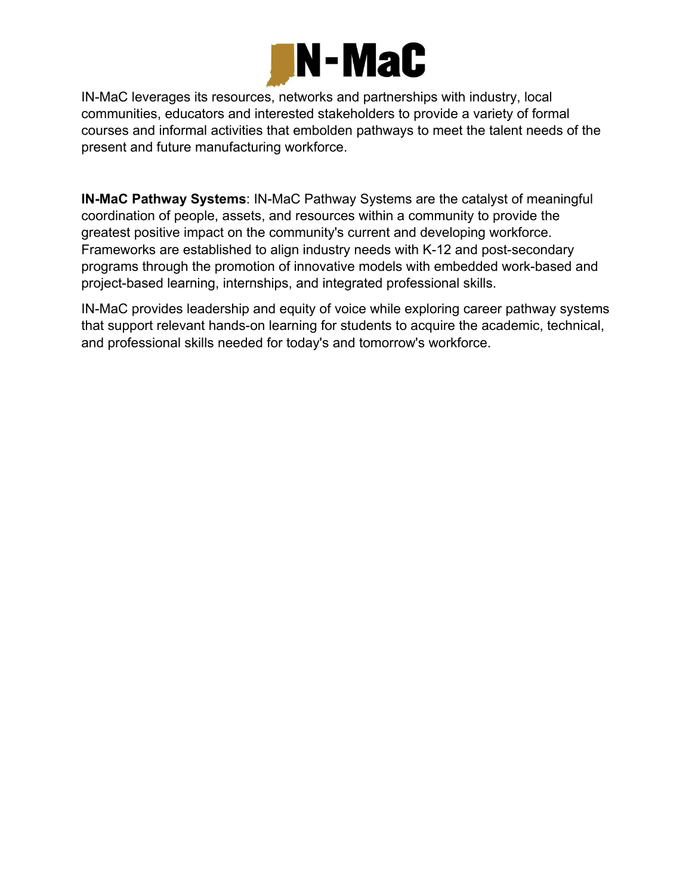IN-MaC leverages its resources, networks and partnerships with industry, local communities, educators and interested stakeholders to provide a variety of formal courses and informal activities that embolden pathways to meet the talent needs of the present and future manufacturing workforce.

**IN-MaC Pathway Systems**: IN-MaC Pathway Systems are the catalyst of meaningful coordination of people, assets, and resources within a community to provide the greatest positive impact on the community's current and developing workforce. Frameworks are established to align industry needs with K-12 and post-secondary programs through the promotion of innovative models with embedded work-based and project-based learning, internships, and integrated professional skills.

IN-MaC provides leadership and equity of voice while exploring career pathway systems that support relevant hands-on learning for students to acquire the academic, technical, and professional skills needed for today's and tomorrow's workforce.